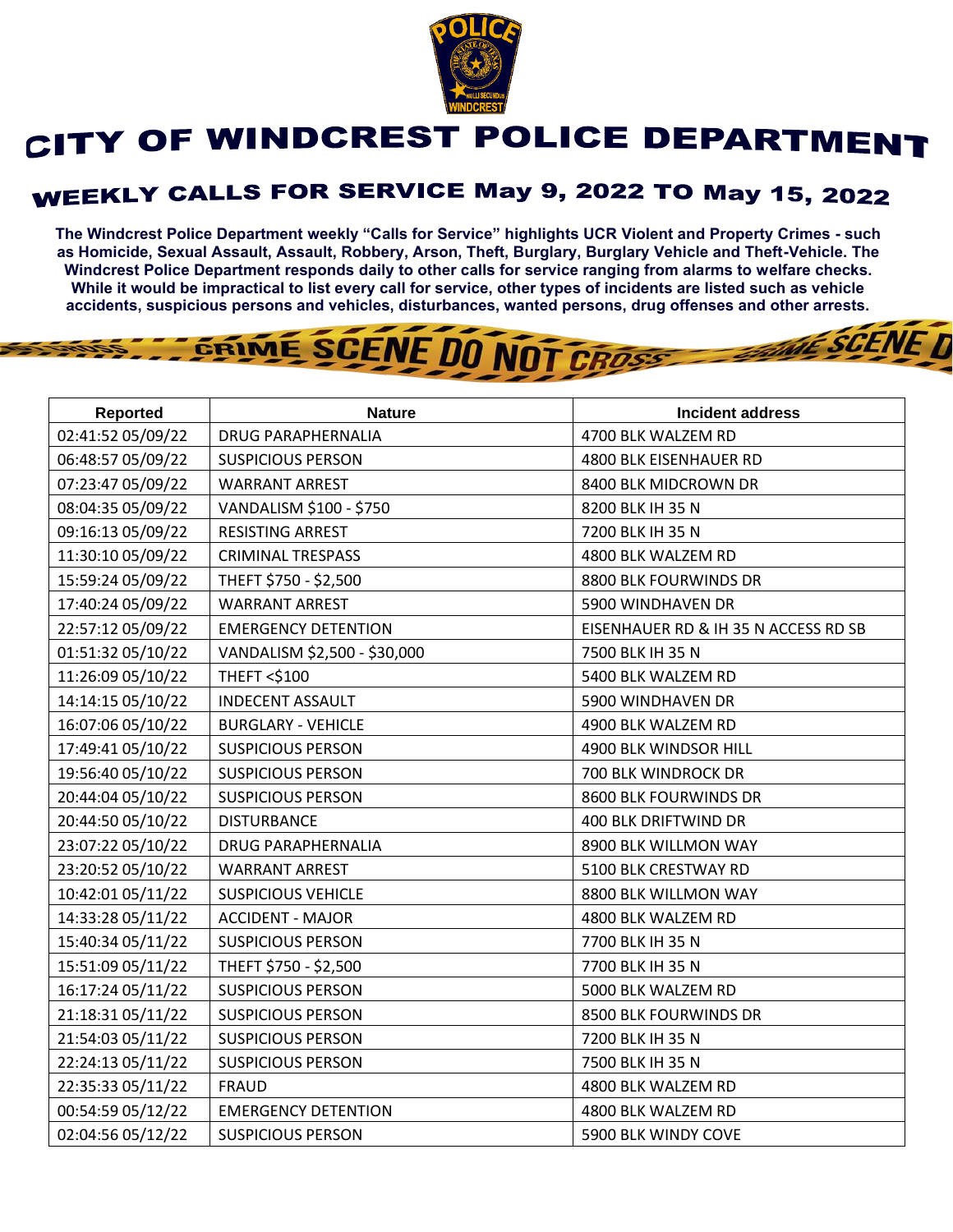# CITY OF WINDCREST POLICE DEPARTMENT

## WEEKLY CALLS FOR SERVICE May 9, 2022 TO May 15, 2022

**The Windcrest Police Department weekly "Calls for Service" highlights UCR Violent and Property Crimes - such as Homicide, Sexual Assault, Assault, Robbery, Arson, Theft, Burglary, Burglary Vehicle and Theft-Vehicle. The Windcrest Police Department responds daily to other calls for service ranging from alarms to welfare checks. While it would be impractical to list every call for service, other types of incidents are listed such as vehicle accidents, suspicious persons and vehicles, disturbances, wanted persons, drug offenses and other arrests.**

| Reported | Nature | Incident address |
|---|---|---|
| 02:41:52 05/09/22 | DRUG PARAPHERNALIA | 4700 BLK WALZEM RD |
| 06:48:57 05/09/22 | SUSPICIOUS PERSON | 4800 BLK EISENHAUER RD |
| 07:23:47 05/09/22 | WARRANT ARREST | 8400 BLK MIDCROWN DR |
| 08:04:35 05/09/22 | VANDALISM $100 - $750 | 8200 BLK IH 35 N |
| 09:16:13 05/09/22 | RESISTING ARREST | 7200 BLK IH 35 N |
| 11:30:10 05/09/22 | CRIMINAL TRESPASS | 4800 BLK WALZEM RD |
| 15:59:24 05/09/22 | THEFT $750 - $2,500 | 8800 BLK FOURWINDS DR |
| 17:40:24 05/09/22 | WARRANT ARREST | 5900 WINDHAVEN DR |
| 22:57:12 05/09/22 | EMERGENCY DETENTION | EISENHAUER RD & IH 35 N ACCESS RD SB |
| 01:51:32 05/10/22 | VANDALISM $2,500 - $30,000 | 7500 BLK IH 35 N |
| 11:26:09 05/10/22 | THEFT <$100 | 5400 BLK WALZEM RD |
| 14:14:15 05/10/22 | INDECENT ASSAULT | 5900 WINDHAVEN DR |
| 16:07:06 05/10/22 | BURGLARY - VEHICLE | 4900 BLK WALZEM RD |
| 17:49:41 05/10/22 | SUSPICIOUS PERSON | 4900 BLK WINDSOR HILL |
| 19:56:40 05/10/22 | SUSPICIOUS PERSON | 700 BLK WINDROCK DR |
| 20:44:04 05/10/22 | SUSPICIOUS PERSON | 8600 BLK FOURWINDS DR |
| 20:44:50 05/10/22 | DISTURBANCE | 400 BLK DRIFTWIND DR |
| 23:07:22 05/10/22 | DRUG PARAPHERNALIA | 8900 BLK WILLMON WAY |
| 23:20:52 05/10/22 | WARRANT ARREST | 5100 BLK CRESTWAY RD |
| 10:42:01 05/11/22 | SUSPICIOUS VEHICLE | 8800 BLK WILLMON WAY |
| 14:33:28 05/11/22 | ACCIDENT - MAJOR | 4800 BLK WALZEM RD |
| 15:40:34 05/11/22 | SUSPICIOUS PERSON | 7700 BLK IH 35 N |
| 15:51:09 05/11/22 | THEFT $750 - $2,500 | 7700 BLK IH 35 N |
| 16:17:24 05/11/22 | SUSPICIOUS PERSON | 5000 BLK WALZEM RD |
| 21:18:31 05/11/22 | SUSPICIOUS PERSON | 8500 BLK FOURWINDS DR |
| 21:54:03 05/11/22 | SUSPICIOUS PERSON | 7200 BLK IH 35 N |
| 22:24:13 05/11/22 | SUSPICIOUS PERSON | 7500 BLK IH 35 N |
| 22:35:33 05/11/22 | FRAUD | 4800 BLK WALZEM RD |
| 00:54:59 05/12/22 | EMERGENCY DETENTION | 4800 BLK WALZEM RD |
| 02:04:56 05/12/22 | SUSPICIOUS PERSON | 5900 BLK WINDY COVE |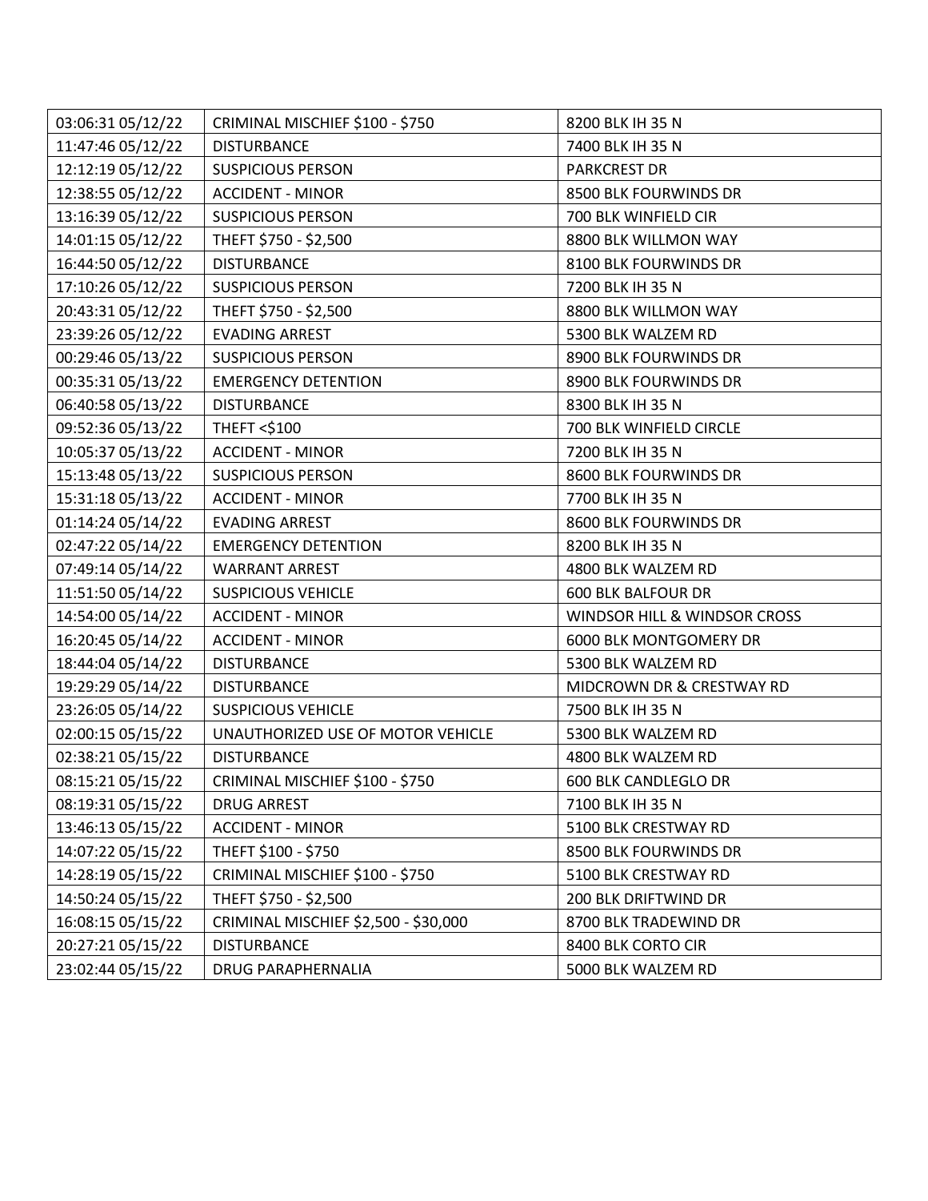| | | |
|---|---|---|
| 03:06:31 05/12/22 | CRIMINAL MISCHIEF $100 - $750 | 8200 BLK IH 35 N |
| 11:47:46 05/12/22 | DISTURBANCE | 7400 BLK IH 35 N |
| 12:12:19 05/12/22 | SUSPICIOUS PERSON | PARKCREST DR |
| 12:38:55 05/12/22 | ACCIDENT - MINOR | 8500 BLK FOURWINDS DR |
| 13:16:39 05/12/22 | SUSPICIOUS PERSON | 700 BLK WINFIELD CIR |
| 14:01:15 05/12/22 | THEFT $750 - $2,500 | 8800 BLK WILLMON WAY |
| 16:44:50 05/12/22 | DISTURBANCE | 8100 BLK FOURWINDS DR |
| 17:10:26 05/12/22 | SUSPICIOUS PERSON | 7200 BLK IH 35 N |
| 20:43:31 05/12/22 | THEFT $750 - $2,500 | 8800 BLK WILLMON WAY |
| 23:39:26 05/12/22 | EVADING ARREST | 5300 BLK WALZEM RD |
| 00:29:46 05/13/22 | SUSPICIOUS PERSON | 8900 BLK FOURWINDS DR |
| 00:35:31 05/13/22 | EMERGENCY DETENTION | 8900 BLK FOURWINDS DR |
| 06:40:58 05/13/22 | DISTURBANCE | 8300 BLK IH 35 N |
| 09:52:36 05/13/22 | THEFT <$100 | 700 BLK WINFIELD CIRCLE |
| 10:05:37 05/13/22 | ACCIDENT - MINOR | 7200 BLK IH 35 N |
| 15:13:48 05/13/22 | SUSPICIOUS PERSON | 8600 BLK FOURWINDS DR |
| 15:31:18 05/13/22 | ACCIDENT - MINOR | 7700 BLK IH 35 N |
| 01:14:24 05/14/22 | EVADING ARREST | 8600 BLK FOURWINDS DR |
| 02:47:22 05/14/22 | EMERGENCY DETENTION | 8200 BLK IH 35 N |
| 07:49:14 05/14/22 | WARRANT ARREST | 4800 BLK WALZEM RD |
| 11:51:50 05/14/22 | SUSPICIOUS VEHICLE | 600 BLK BALFOUR DR |
| 14:54:00 05/14/22 | ACCIDENT - MINOR | WINDSOR HILL & WINDSOR CROSS |
| 16:20:45 05/14/22 | ACCIDENT - MINOR | 6000 BLK MONTGOMERY DR |
| 18:44:04 05/14/22 | DISTURBANCE | 5300 BLK WALZEM RD |
| 19:29:29 05/14/22 | DISTURBANCE | MIDCROWN DR & CRESTWAY RD |
| 23:26:05 05/14/22 | SUSPICIOUS VEHICLE | 7500 BLK IH 35 N |
| 02:00:15 05/15/22 | UNAUTHORIZED USE OF MOTOR VEHICLE | 5300 BLK WALZEM RD |
| 02:38:21 05/15/22 | DISTURBANCE | 4800 BLK WALZEM RD |
| 08:15:21 05/15/22 | CRIMINAL MISCHIEF $100 - $750 | 600 BLK CANDLEGLO DR |
| 08:19:31 05/15/22 | DRUG ARREST | 7100 BLK IH 35 N |
| 13:46:13 05/15/22 | ACCIDENT - MINOR | 5100 BLK CRESTWAY RD |
| 14:07:22 05/15/22 | THEFT $100 - $750 | 8500 BLK FOURWINDS DR |
| 14:28:19 05/15/22 | CRIMINAL MISCHIEF $100 - $750 | 5100 BLK CRESTWAY RD |
| 14:50:24 05/15/22 | THEFT $750 - $2,500 | 200 BLK DRIFTWIND DR |
| 16:08:15 05/15/22 | CRIMINAL MISCHIEF $2,500 - $30,000 | 8700 BLK TRADEWIND DR |
| 20:27:21 05/15/22 | DISTURBANCE | 8400 BLK CORTO CIR |
| 23:02:44 05/15/22 | DRUG PARAPHERNALIA | 5000 BLK WALZEM RD |